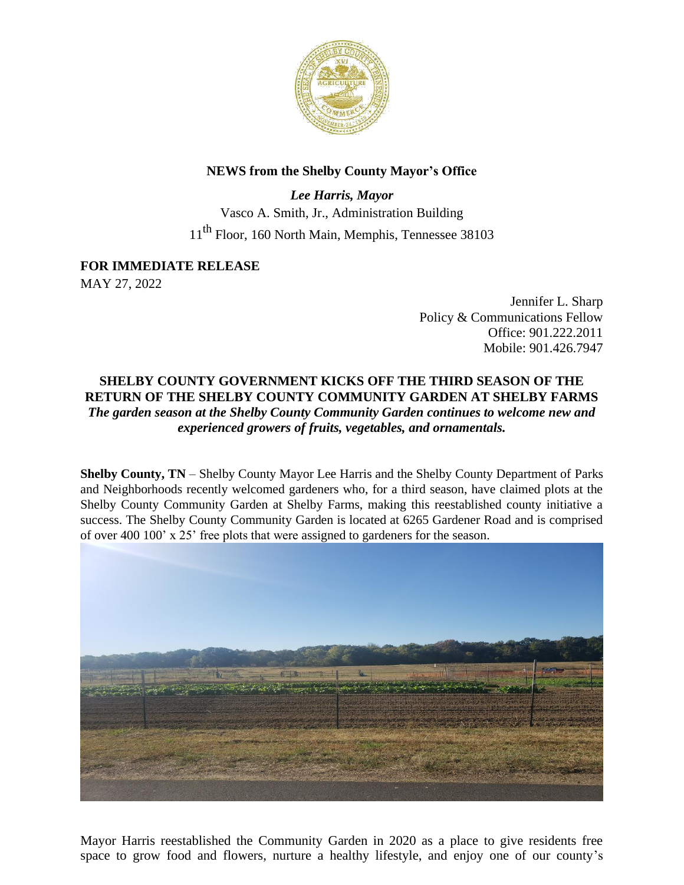**NEWS from the Shelby County Mayor's Office**

***Lee Harris, Mayor***

Vasco A. Smith, Jr., Administration Building

11th Floor, 160 North Main, Memphis, Tennessee 38103

**FOR IMMEDIATE RELEASE**

MAY 27, 2022

Jennifer L. Sharp
Policy & Communications Fellow
Office: 901.222.2011
Mobile: 901.426.7947

**SHELBY COUNTY GOVERNMENT KICKS OFF THE THIRD SEASON OF THE RETURN OF THE SHELBY COUNTY COMMUNITY GARDEN AT SHELBY FARMS**

***The garden season at the Shelby County Community Garden continues to welcome new and experienced growers of fruits, vegetables, and ornamentals.***

**Shelby County, TN** – Shelby County Mayor Lee Harris and the Shelby County Department of Parks and Neighborhoods recently welcomed gardeners who, for a third season, have claimed plots at the Shelby County Community Garden at Shelby Farms, making this reestablished county initiative a success. The Shelby County Community Garden is located at 6265 Gardener Road and is comprised of over 400 100' x 25' free plots that were assigned to gardeners for the season.

Mayor Harris reestablished the Community Garden in 2020 as a place to give residents free space to grow food and flowers, nurture a healthy lifestyle, and enjoy one of our county's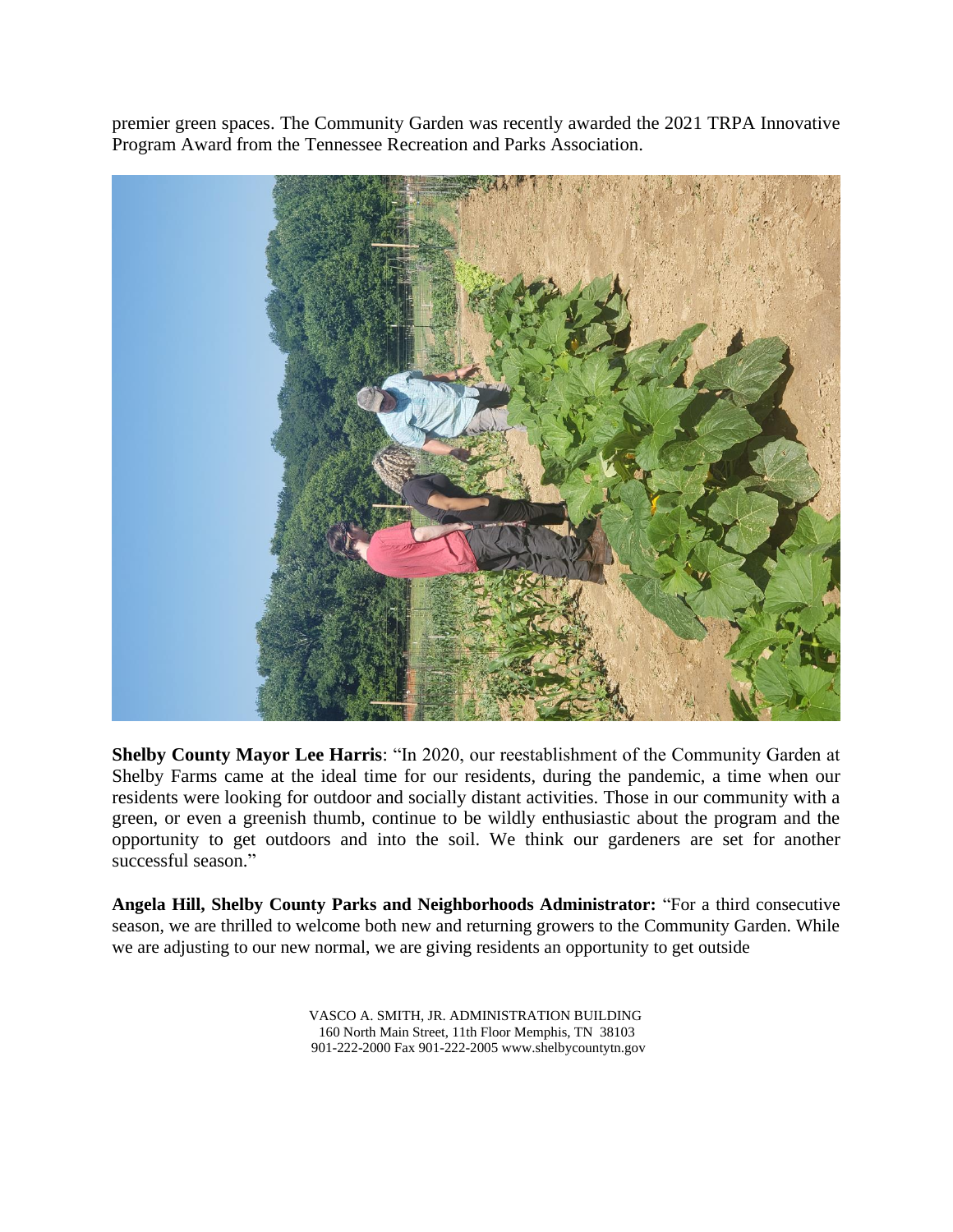premier green spaces. The Community Garden was recently awarded the 2021 TRPA Innovative Program Award from the Tennessee Recreation and Parks Association.

**Shelby County Mayor Lee Harris**: "In 2020, our reestablishment of the Community Garden at Shelby Farms came at the ideal time for our residents, during the pandemic, a time when our residents were looking for outdoor and socially distant activities. Those in our community with a green, or even a greenish thumb, continue to be wildly enthusiastic about the program and the opportunity to get outdoors and into the soil. We think our gardeners are set for another successful season."

**Angela Hill, Shelby County Parks and Neighborhoods Administrator:** "For a third consecutive season, we are thrilled to welcome both new and returning growers to the Community Garden. While we are adjusting to our new normal, we are giving residents an opportunity to get outside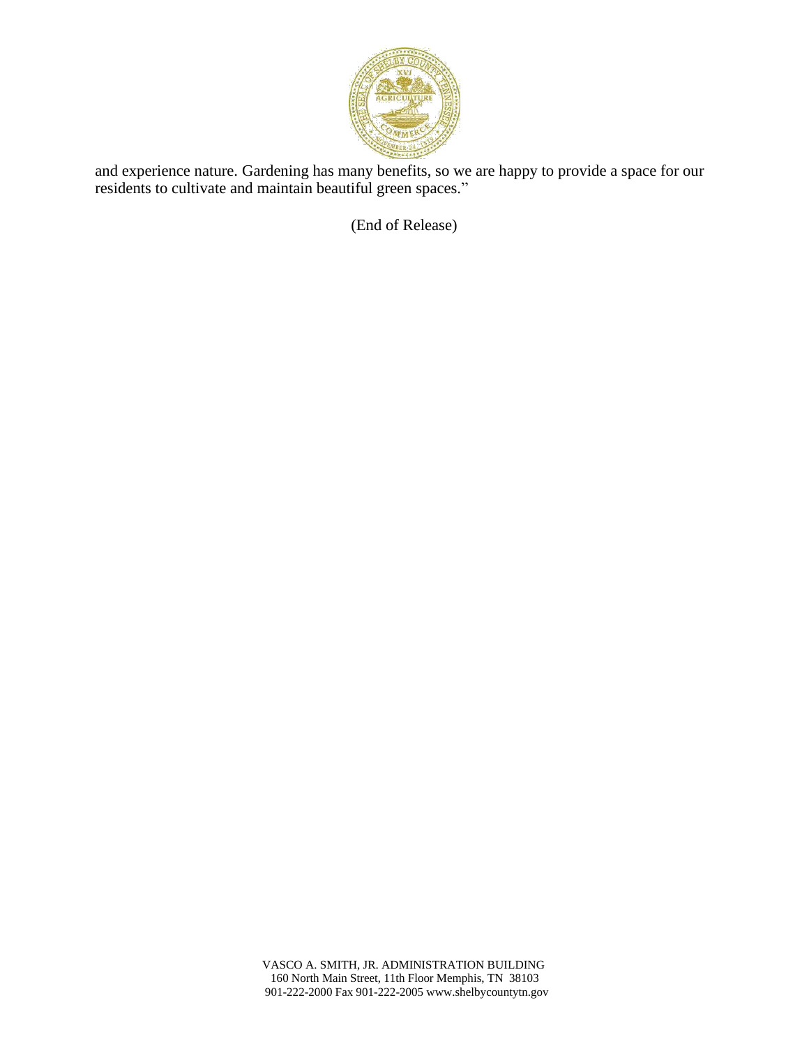and experience nature. Gardening has many benefits, so we are happy to provide a space for our residents to cultivate and maintain beautiful green spaces."

(End of Release)

VASCO A. SMITH, JR. ADMINISTRATION BUILDING
160 North Main Street, 11th Floor Memphis, TN 38103
901-222-2000 Fax 901-222-2005 www.shelbycountytn.gov